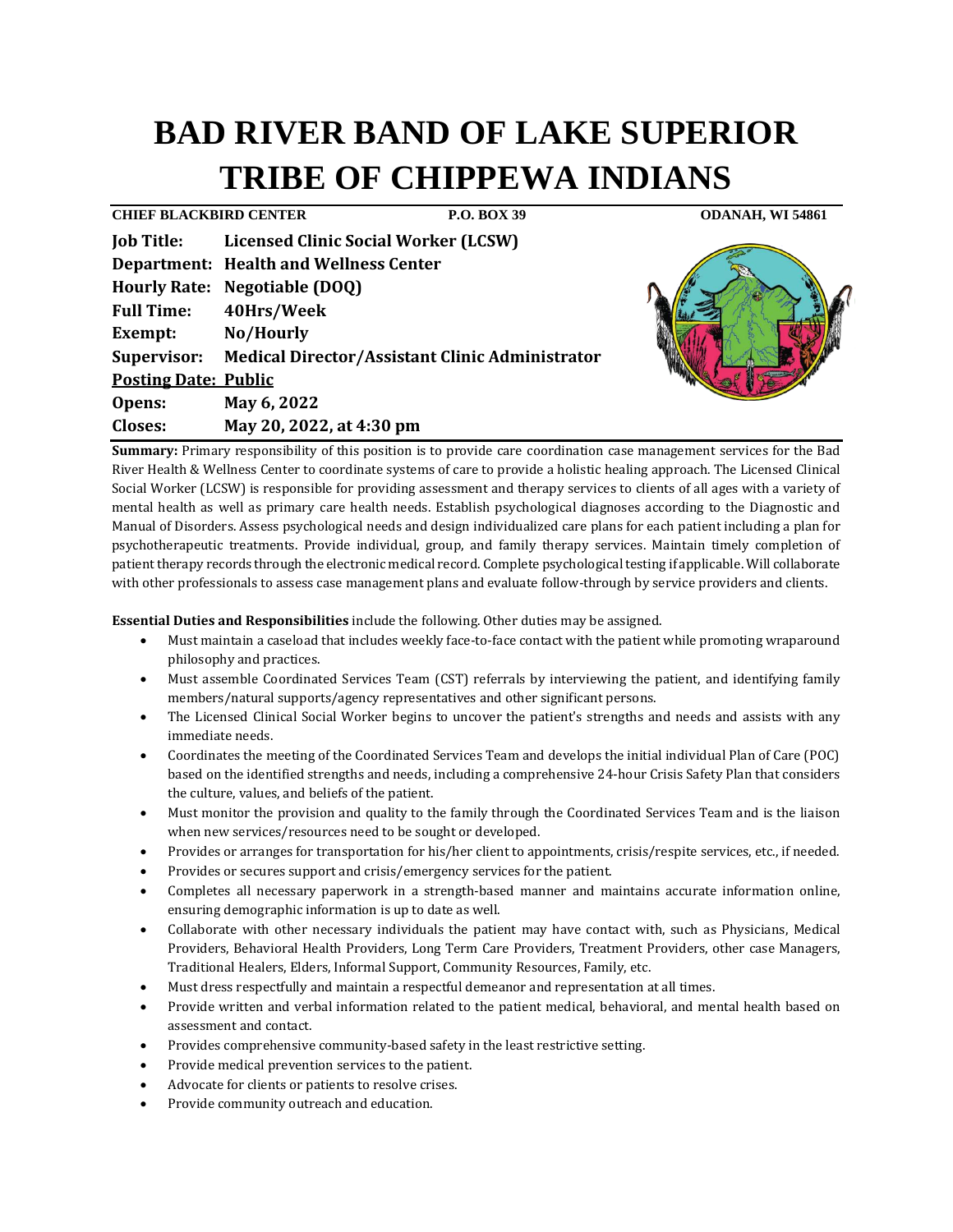# BAD RIVER BAND OF LAKE SUPERIOR TRIBE OF CHIPPEWA INDIANS

**CHIEF BLACKBIRD CENTER** **P.O. BOX 39** **ODANAH, WI 54861**

**Job Title:** **Licensed Clinic Social Worker (LCSW)**
**Department:** **Health and Wellness Center**
**Hourly Rate:** **Negotiable (DOQ)**
**Full Time:** **40Hrs/Week**
**Exempt:** **No/Hourly**
**Supervisor:** **Medical Director/Assistant Clinic Administrator**
**Posting Date: Public**
**Opens:** **May 6, 2022**
**Closes:** **May 20, 2022, at 4:30 pm**

**Summary:** Primary responsibility of this position is to provide care coordination case management services for the Bad River Health & Wellness Center to coordinate systems of care to provide a holistic healing approach. The Licensed Clinical Social Worker (LCSW) is responsible for providing assessment and therapy services to clients of all ages with a variety of mental health as well as primary care health needs. Establish psychological diagnoses according to the Diagnostic and Manual of Disorders. Assess psychological needs and design individualized care plans for each patient including a plan for psychotherapeutic treatments. Provide individual, group, and family therapy services. Maintain timely completion of patient therapy records through the electronic medical record. Complete psychological testing if applicable. Will collaborate with other professionals to assess case management plans and evaluate follow-through by service providers and clients.

**Essential Duties and Responsibilities** include the following. Other duties may be assigned.

- Must maintain a caseload that includes weekly face-to-face contact with the patient while promoting wraparound philosophy and practices.
- Must assemble Coordinated Services Team (CST) referrals by interviewing the patient, and identifying family members/natural supports/agency representatives and other significant persons.
- The Licensed Clinical Social Worker begins to uncover the patient's strengths and needs and assists with any immediate needs.
- Coordinates the meeting of the Coordinated Services Team and develops the initial individual Plan of Care (POC) based on the identified strengths and needs, including a comprehensive 24-hour Crisis Safety Plan that considers the culture, values, and beliefs of the patient.
- Must monitor the provision and quality to the family through the Coordinated Services Team and is the liaison when new services/resources need to be sought or developed.
- Provides or arranges for transportation for his/her client to appointments, crisis/respite services, etc., if needed.
- Provides or secures support and crisis/emergency services for the patient.
- Completes all necessary paperwork in a strength-based manner and maintains accurate information online, ensuring demographic information is up to date as well.
- Collaborate with other necessary individuals the patient may have contact with, such as Physicians, Medical Providers, Behavioral Health Providers, Long Term Care Providers, Treatment Providers, other case Managers, Traditional Healers, Elders, Informal Support, Community Resources, Family, etc.
- Must dress respectfully and maintain a respectful demeanor and representation at all times.
- Provide written and verbal information related to the patient medical, behavioral, and mental health based on assessment and contact.
- Provides comprehensive community-based safety in the least restrictive setting.
- Provide medical prevention services to the patient.
- Advocate for clients or patients to resolve crises.
- Provide community outreach and education.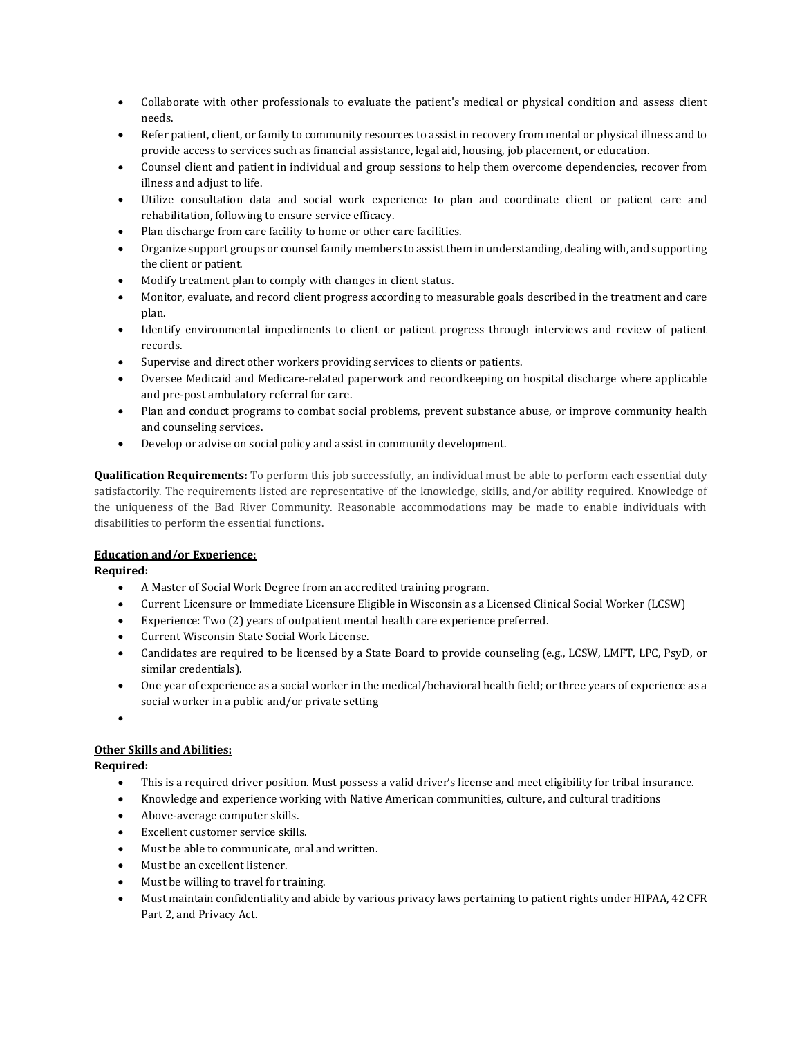- Collaborate with other professionals to evaluate the patient's medical or physical condition and assess client needs.
- Refer patient, client, or family to community resources to assist in recovery from mental or physical illness and to provide access to services such as financial assistance, legal aid, housing, job placement, or education.
- Counsel client and patient in individual and group sessions to help them overcome dependencies, recover from illness and adjust to life.
- Utilize consultation data and social work experience to plan and coordinate client or patient care and rehabilitation, following to ensure service efficacy.
- Plan discharge from care facility to home or other care facilities.
- Organize support groups or counsel family members to assist them in understanding, dealing with, and supporting the client or patient.
- Modify treatment plan to comply with changes in client status.
- Monitor, evaluate, and record client progress according to measurable goals described in the treatment and care plan.
- Identify environmental impediments to client or patient progress through interviews and review of patient records.
- Supervise and direct other workers providing services to clients or patients.
- Oversee Medicaid and Medicare-related paperwork and recordkeeping on hospital discharge where applicable and pre-post ambulatory referral for care.
- Plan and conduct programs to combat social problems, prevent substance abuse, or improve community health and counseling services.
- Develop or advise on social policy and assist in community development.

**Qualification Requirements:** To perform this job successfully, an individual must be able to perform each essential duty satisfactorily. The requirements listed are representative of the knowledge, skills, and/or ability required. Knowledge of the uniqueness of the Bad River Community. Reasonable accommodations may be made to enable individuals with disabilities to perform the essential functions.

**Education and/or Experience:**

**Required:**

- A Master of Social Work Degree from an accredited training program.
- Current Licensure or Immediate Licensure Eligible in Wisconsin as a Licensed Clinical Social Worker (LCSW)
- Experience: Two (2) years of outpatient mental health care experience preferred.
- Current Wisconsin State Social Work License.
- Candidates are required to be licensed by a State Board to provide counseling (e.g., LCSW, LMFT, LPC, PsyD, or similar credentials).
- One year of experience as a social worker in the medical/behavioral health field; or three years of experience as a social worker in a public and/or private setting

**Other Skills and Abilities:**

**Required:**

- This is a required driver position. Must possess a valid driver's license and meet eligibility for tribal insurance.
- Knowledge and experience working with Native American communities, culture, and cultural traditions
- Above-average computer skills.
- Excellent customer service skills.
- Must be able to communicate, oral and written.
- Must be an excellent listener.
- Must be willing to travel for training.
- Must maintain confidentiality and abide by various privacy laws pertaining to patient rights under HIPAA, 42 CFR Part 2, and Privacy Act.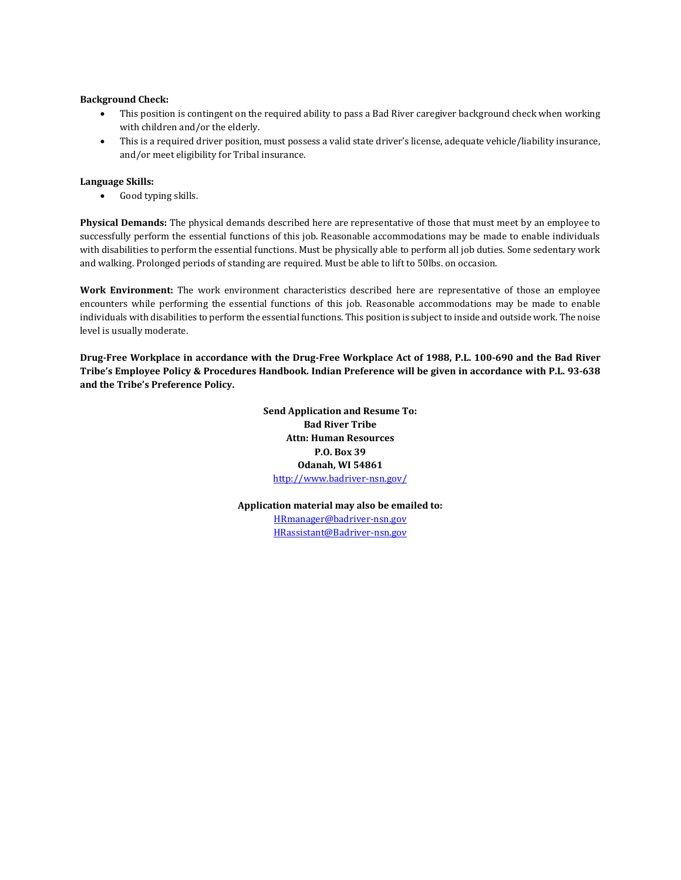**Background Check:**

- This position is contingent on the required ability to pass a Bad River caregiver background check when working with children and/or the elderly.
- This is a required driver position, must possess a valid state driver's license, adequate vehicle/liability insurance, and/or meet eligibility for Tribal insurance.

**Language Skills:**

- Good typing skills.

**Physical Demands:** The physical demands described here are representative of those that must meet by an employee to successfully perform the essential functions of this job. Reasonable accommodations may be made to enable individuals with disabilities to perform the essential functions. Must be physically able to perform all job duties. Some sedentary work and walking. Prolonged periods of standing are required. Must be able to lift to 50lbs. on occasion.

**Work Environment:** The work environment characteristics described here are representative of those an employee encounters while performing the essential functions of this job. Reasonable accommodations may be made to enable individuals with disabilities to perform the essential functions. This position is subject to inside and outside work. The noise level is usually moderate.

**Drug-Free Workplace in accordance with the Drug-Free Workplace Act of 1988, P.L. 100-690 and the Bad River Tribe's Employee Policy & Procedures Handbook. Indian Preference will be given in accordance with P.L. 93-638 and the Tribe's Preference Policy.**

**Send Application and Resume To:**
**Bad River Tribe**
**Attn: Human Resources**
**P.O. Box 39**
**Odanah, WI 54861**
http://www.badriver-nsn.gov/

**Application material may also be emailed to:**
HRmanager@badriver-nsn.gov
HRassistant@Badriver-nsn.gov